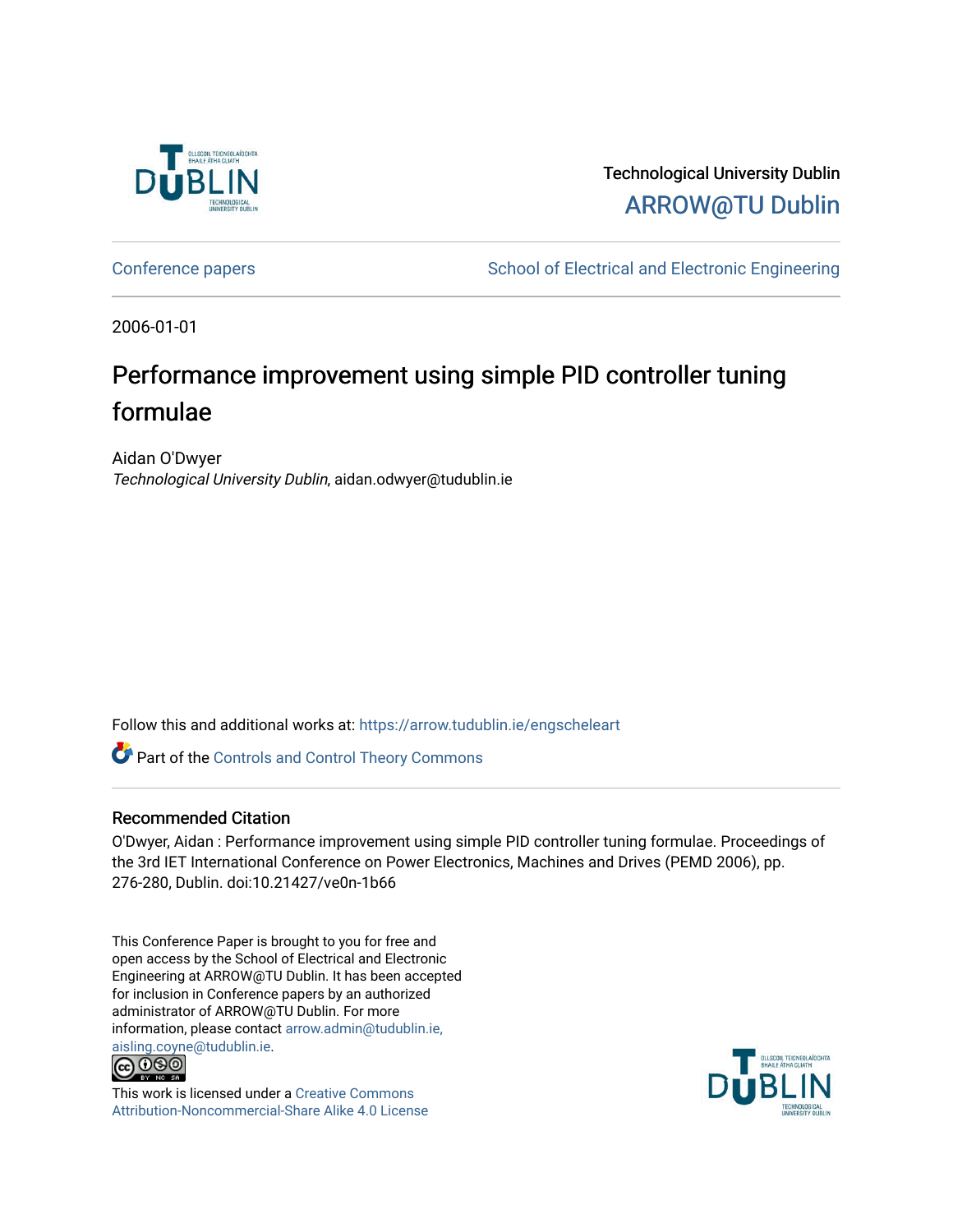Technological University Dublin

ARROW@TU Dublin

Conference papers | School of Electrical and Electronic Engineering

2006-01-01

# Performance improvement using simple PID controller tuning formulae

Aidan O'Dwyer

*Technological University Dublin*, aidan.odwyer@tudublin.ie

Follow this and additional works at: https://arrow.tudublin.ie/engscheleart

Part of the Controls and Control Theory Commons

## Recommended Citation

O'Dwyer, Aidan : Performance improvement using simple PID controller tuning formulae. Proceedings of the 3rd IET International Conference on Power Electronics, Machines and Drives (PEMD 2006), pp. 276-280, Dublin. doi:10.21427/ve0n-1b66

This Conference Paper is brought to you for free and open access by the School of Electrical and Electronic Engineering at ARROW@TU Dublin. It has been accepted for inclusion in Conference papers by an authorized administrator of ARROW@TU Dublin. For more information, please contact arrow.admin@tudublin.ie, aisling.coyne@tudublin.ie.

This work is licensed under a Creative Commons Attribution-Noncommercial-Share Alike 4.0 License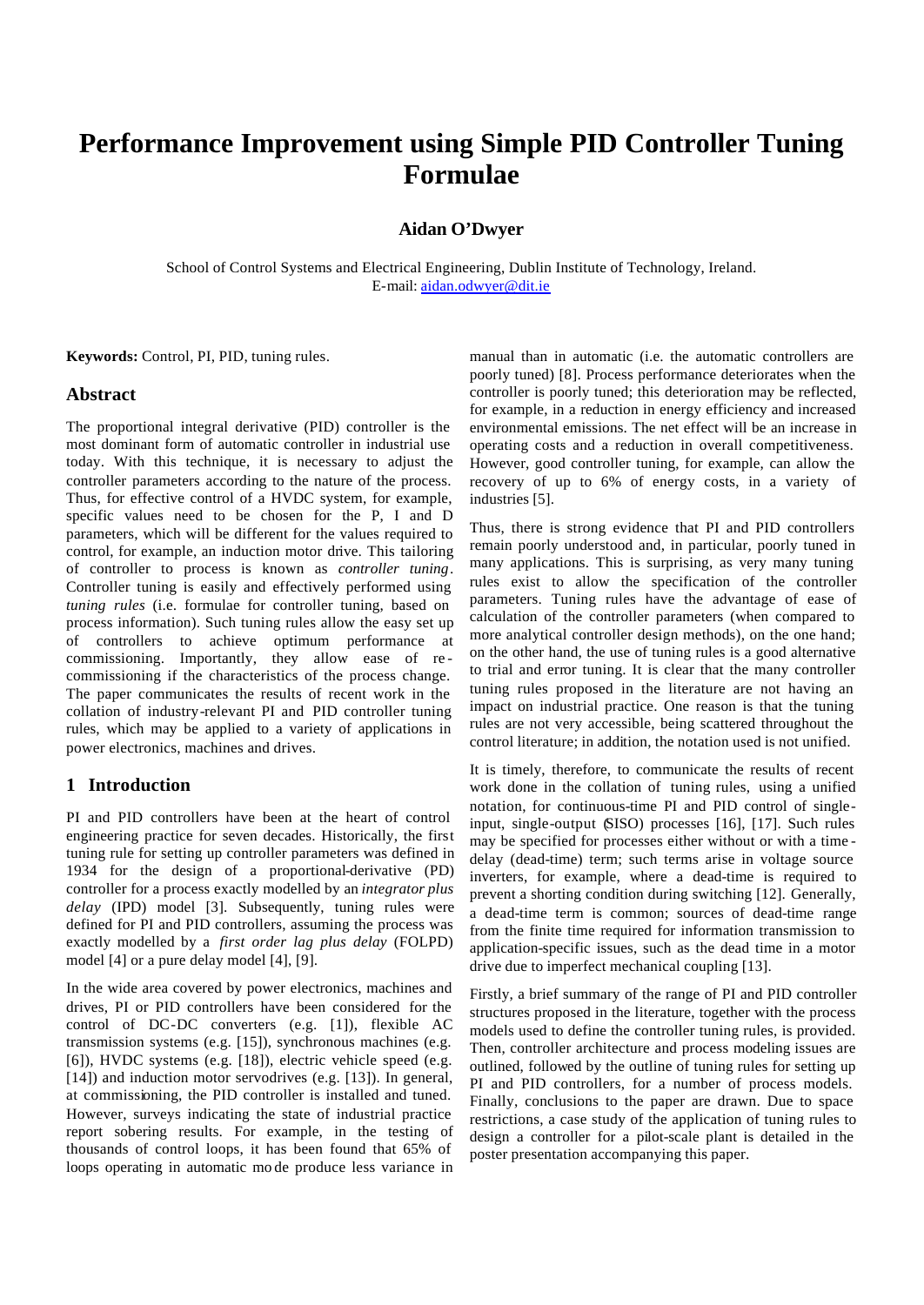# Performance Improvement using Simple PID Controller Tuning Formulae

### Aidan O'Dwyer

School of Control Systems and Electrical Engineering, Dublin Institute of Technology, Ireland.
E-mail: aidan.odwyer@dit.ie

**Keywords:** Control, PI, PID, tuning rules.

## Abstract

The proportional integral derivative (PID) controller is the most dominant form of automatic controller in industrial use today. With this technique, it is necessary to adjust the controller parameters according to the nature of the process. Thus, for effective control of a HVDC system, for example, specific values need to be chosen for the P, I and D parameters, which will be different for the values required to control, for example, an induction motor drive. This tailoring of controller to process is known as *controller tuning*. Controller tuning is easily and effectively performed using *tuning rules* (i.e. formulae for controller tuning, based on process information). Such tuning rules allow the easy set up of controllers to achieve optimum performance at commissioning. Importantly, they allow ease of re-commissioning if the characteristics of the process change. The paper communicates the results of recent work in the collation of industry-relevant PI and PID controller tuning rules, which may be applied to a variety of applications in power electronics, machines and drives.

## 1 Introduction

PI and PID controllers have been at the heart of control engineering practice for seven decades. Historically, the first tuning rule for setting up controller parameters was defined in 1934 for the design of a proportional-derivative (PD) controller for a process exactly modelled by an *integrator plus delay* (IPD) model [3]. Subsequently, tuning rules were defined for PI and PID controllers, assuming the process was exactly modelled by a *first order lag plus delay* (FOLPD) model [4] or a pure delay model [4], [9].

In the wide area covered by power electronics, machines and drives, PI or PID controllers have been considered for the control of DC-DC converters (e.g. [1]), flexible AC transmission systems (e.g. [15]), synchronous machines (e.g. [6]), HVDC systems (e.g. [18]), electric vehicle speed (e.g. [14]) and induction motor servodrives (e.g. [13]). In general, at commissioning, the PID controller is installed and tuned. However, surveys indicating the state of industrial practice report sobering results. For example, in the testing of thousands of control loops, it has been found that 65% of loops operating in automatic mode produce less variance in manual than in automatic (i.e. the automatic controllers are poorly tuned) [8]. Process performance deteriorates when the controller is poorly tuned; this deterioration may be reflected, for example, in a reduction in energy efficiency and increased environmental emissions. The net effect will be an increase in operating costs and a reduction in overall competitiveness. However, good controller tuning, for example, can allow the recovery of up to 6% of energy costs, in a variety of industries [5].

Thus, there is strong evidence that PI and PID controllers remain poorly understood and, in particular, poorly tuned in many applications. This is surprising, as very many tuning rules exist to allow the specification of the controller parameters. Tuning rules have the advantage of ease of calculation of the controller parameters (when compared to more analytical controller design methods), on the one hand; on the other hand, the use of tuning rules is a good alternative to trial and error tuning. It is clear that the many controller tuning rules proposed in the literature are not having an impact on industrial practice. One reason is that the tuning rules are not very accessible, being scattered throughout the control literature; in addition, the notation used is not unified.

It is timely, therefore, to communicate the results of recent work done in the collation of tuning rules, using a unified notation, for continuous-time PI and PID control of single-input, single-output (SISO) processes [16], [17]. Such rules may be specified for processes either without or with a time-delay (dead-time) term; such terms arise in voltage source inverters, for example, where a dead-time is required to prevent a shorting condition during switching [12]. Generally, a dead-time term is common; sources of dead-time range from the finite time required for information transmission to application-specific issues, such as the dead time in a motor drive due to imperfect mechanical coupling [13].

Firstly, a brief summary of the range of PI and PID controller structures proposed in the literature, together with the process models used to define the controller tuning rules, is provided. Then, controller architecture and process modeling issues are outlined, followed by the outline of tuning rules for setting up PI and PID controllers, for a number of process models. Finally, conclusions to the paper are drawn. Due to space restrictions, a case study of the application of tuning rules to design a controller for a pilot-scale plant is detailed in the poster presentation accompanying this paper.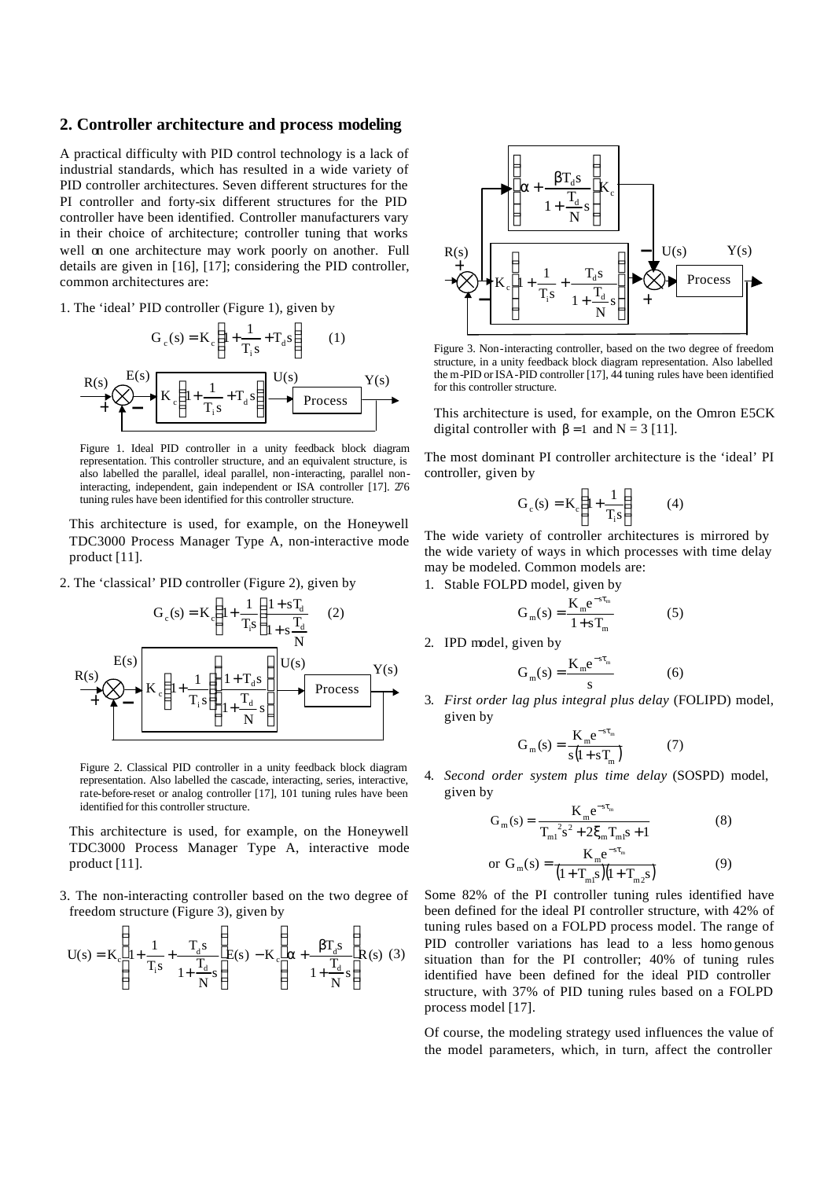## 2. Controller architecture and process modeling

A practical difficulty with PID control technology is a lack of industrial standards, which has resulted in a wide variety of PID controller architectures. Seven different structures for the PI controller and forty-six different structures for the PID controller have been identified. Controller manufacturers vary in their choice of architecture; controller tuning that works well on one architecture may work poorly on another. Full details are given in [16], [17]; considering the PID controller, common architectures are:

1. The 'ideal' PID controller (Figure 1), given by

$$G_c(s) = K_c\left(1 + \frac{1}{T_i s} + T_d s\right) \qquad (1)$$

Figure 1. Ideal PID controller in a unity feedback block diagram representation. This controller structure, and an equivalent structure, is also labelled the parallel, ideal parallel, non-interacting, parallel non-interacting, independent, gain independent or ISA controller [17]. 276 tuning rules have been identified for this controller structure.

This architecture is used, for example, on the Honeywell TDC3000 Process Manager Type A, non-interactive mode product [11].

2. The 'classical' PID controller (Figure 2), given by

$$G_c(s) = K_c\left(1 + \frac{1}{T_i s}\right)\left(\frac{1 + sT_d}{1 + s\frac{T_d}{N}}\right) \qquad (2)$$

Figure 2. Classical PID controller in a unity feedback block diagram representation. Also labelled the cascade, interacting, series, interactive, rate-before-reset or analog controller [17], 101 tuning rules have been identified for this controller structure.

This architecture is used, for example, on the Honeywell TDC3000 Process Manager Type A, interactive mode product [11].

3. The non-interacting controller based on the two degree of freedom structure (Figure 3), given by

$$U(s) = K_c\left(1 + \frac{1}{T_i s} + \frac{T_d s}{1 + \frac{T_d}{N}s}\right)E(s) - K_c\left(\alpha + \frac{\beta T_d s}{1 + \frac{T_d}{N}s}\right)R(s) \quad (3)$$

Figure 3. Non-interacting controller, based on the two degree of freedom structure, in a unity feedback block diagram representation. Also labelled the m-PID or ISA-PID controller [17], 44 tuning rules have been identified for this controller structure.

This architecture is used, for example, on the Omron E5CK digital controller with $\beta = 1$ and $N = 3$ [11].

The most dominant PI controller architecture is the 'ideal' PI controller, given by

$$G_c(s) = K_c\left(1 + \frac{1}{T_i s}\right) \qquad (4)$$

The wide variety of controller architectures is mirrored by the wide variety of ways in which processes with time delay may be modeled. Common models are:

1. Stable FOLPD model, given by

$$G_m(s) = \frac{K_m e^{-s\tau_m}}{1 + sT_m} \qquad (5)$$

2. IPD model, given by

$$G_m(s) = \frac{K_m e^{-s\tau_m}}{s} \qquad (6)$$

3. *First order lag plus integral plus delay* (FOLIPD) model, given by

$$G_m(s) = \frac{K_m e^{-s\tau_m}}{s(1 + sT_m)} \qquad (7)$$

4. *Second order system plus time delay* (SOSPD) model, given by

$$G_m(s) = \frac{K_m e^{-s\tau_m}}{T_{m1}^2 s^2 + 2\xi_m T_{m1} s + 1} \qquad (8)$$

$$\text{or } G_m(s) = \frac{K_m e^{-s\tau_m}}{(1 + T_{m1}s)(1 + T_{m2}s)} \qquad (9)$$

Some 82% of the PI controller tuning rules identified have been defined for the ideal PI controller structure, with 42% of tuning rules based on a FOLPD process model. The range of PID controller variations has lead to a less homogenous situation than for the PI controller; 40% of tuning rules identified have been defined for the ideal PID controller structure, with 37% of PID tuning rules based on a FOLPD process model [17].

Of course, the modeling strategy used influences the value of the model parameters, which, in turn, affect the controller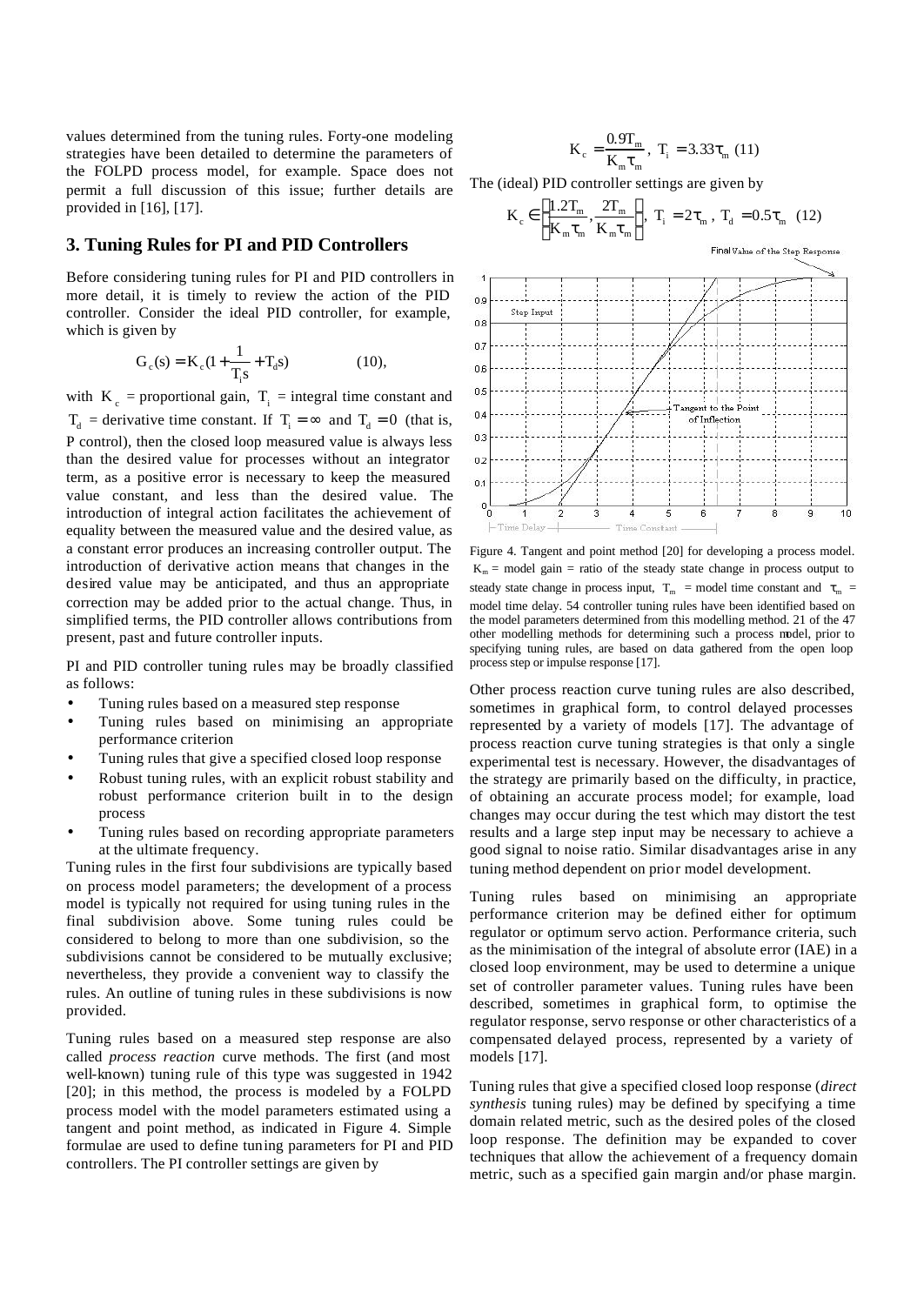values determined from the tuning rules. Forty-one modeling strategies have been detailed to determine the parameters of the FOLPD process model, for example. Space does not permit a full discussion of this issue; further details are provided in [16], [17].

## 3. Tuning Rules for PI and PID Controllers

Before considering tuning rules for PI and PID controllers in more detail, it is timely to review the action of the PID controller. Consider the ideal PID controller, for example, which is given by

$$G_c(s) = K_c\left(1 + \frac{1}{T_i s} + T_d s\right) \qquad (10),$$

with $K_c$ = proportional gain, $T_i$ = integral time constant and $T_d$ = derivative time constant. If $T_i = \infty$ and $T_d = 0$ (that is, P control), then the closed loop measured value is always less than the desired value for processes without an integrator term, as a positive error is necessary to keep the measured value constant, and less than the desired value. The introduction of integral action facilitates the achievement of equality between the measured value and the desired value, as a constant error produces an increasing controller output. The introduction of derivative action means that changes in the desired value may be anticipated, and thus an appropriate correction may be added prior to the actual change. Thus, in simplified terms, the PID controller allows contributions from present, past and future controller inputs.

PI and PID controller tuning rules may be broadly classified as follows:

- Tuning rules based on a measured step response
- Tuning rules based on minimising an appropriate performance criterion
- Tuning rules that give a specified closed loop response
- Robust tuning rules, with an explicit robust stability and robust performance criterion built in to the design process
- Tuning rules based on recording appropriate parameters at the ultimate frequency.

Tuning rules in the first four subdivisions are typically based on process model parameters; the development of a process model is typically not required for using tuning rules in the final subdivision above. Some tuning rules could be considered to belong to more than one subdivision, so the subdivisions cannot be considered to be mutually exclusive; nevertheless, they provide a convenient way to classify the rules. An outline of tuning rules in these subdivisions is now provided.

Tuning rules based on a measured step response are also called *process reaction* curve methods. The first (and most well-known) tuning rule of this type was suggested in 1942 [20]; in this method, the process is modeled by a FOLPD process model with the model parameters estimated using a tangent and point method, as indicated in Figure 4. Simple formulae are used to define tuning parameters for PI and PID controllers. The PI controller settings are given by

$$K_c = \frac{0.9 T_m}{K_m \tau_m},\ T_i = 3.33\tau_m \ (11)$$

The (ideal) PID controller settings are given by

$$K_c \in \left[\frac{1.2 T_m}{K_m \tau_m}, \frac{2 T_m}{K_m \tau_m}\right],\ T_i = 2\tau_m,\ T_d = 0.5\tau_m \ (12)$$

Figure 4. Tangent and point method [20] for developing a process model. $K_m$ = model gain = ratio of the steady state change in process output to steady state change in process input, $T_m$ = model time constant and $\tau_m$ = model time delay. 54 controller tuning rules have been identified based on the model parameters determined from this modelling method. 21 of the 47 other modelling methods for determining such a process model, prior to specifying tuning rules, are based on data gathered from the open loop process step or impulse response [17].

Other process reaction curve tuning rules are also described, sometimes in graphical form, to control delayed processes represented by a variety of models [17]. The advantage of process reaction curve tuning strategies is that only a single experimental test is necessary. However, the disadvantages of the strategy are primarily based on the difficulty, in practice, of obtaining an accurate process model; for example, load changes may occur during the test which may distort the test results and a large step input may be necessary to achieve a good signal to noise ratio. Similar disadvantages arise in any tuning method dependent on prior model development.

Tuning rules based on minimising an appropriate performance criterion may be defined either for optimum regulator or optimum servo action. Performance criteria, such as the minimisation of the integral of absolute error (IAE) in a closed loop environment, may be used to determine a unique set of controller parameter values. Tuning rules have been described, sometimes in graphical form, to optimise the regulator response, servo response or other characteristics of a compensated delayed process, represented by a variety of models [17].

Tuning rules that give a specified closed loop response (*direct synthesis* tuning rules) may be defined by specifying a time domain related metric, such as the desired poles of the closed loop response. The definition may be expanded to cover techniques that allow the achievement of a frequency domain metric, such as a specified gain margin and/or phase margin.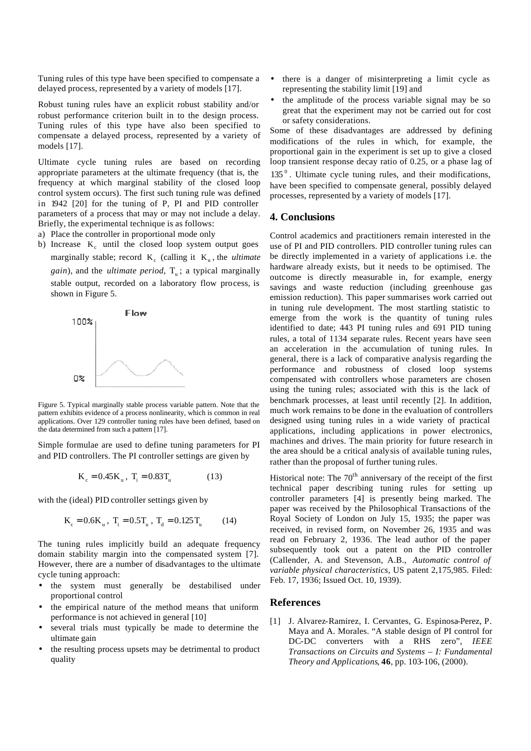Tuning rules of this type have been specified to compensate a delayed process, represented by a variety of models [17].

Robust tuning rules have an explicit robust stability and/or robust performance criterion built in to the design process. Tuning rules of this type have also been specified to compensate a delayed process, represented by a variety of models [17].

Ultimate cycle tuning rules are based on recording appropriate parameters at the ultimate frequency (that is, the frequency at which marginal stability of the closed loop control system occurs). The first such tuning rule was defined in 1942 [20] for the tuning of P, PI and PID controller parameters of a process that may or may not include a delay. Briefly, the experimental technique is as follows:

a) Place the controller in proportional mode only
b) Increase $K_c$ until the closed loop system output goes marginally stable; record $K_c$ (calling it $K_u$, the *ultimate gain*), and the *ultimate period*, $T_u$; a typical marginally stable output, recorded on a laboratory flow process, is shown in Figure 5.

Figure 5. Typical marginally stable process variable pattern. Note that the pattern exhibits evidence of a process nonlinearity, which is common in real applications. Over 129 controller tuning rules have been defined, based on the data determined from such a pattern [17].

Simple formulae are used to define tuning parameters for PI and PID controllers. The PI controller settings are given by

$$K_c = 0.45K_u,\ T_i = 0.83T_u \qquad (13)$$

with the (ideal) PID controller settings given by

$$K_c = 0.6K_u,\ T_i = 0.5T_u,\ T_d = 0.125T_u \qquad (14)$$

The tuning rules implicitly build an adequate frequency domain stability margin into the compensated system [7]. However, there are a number of disadvantages to the ultimate cycle tuning approach:

- the system must generally be destabilised under proportional control
- the empirical nature of the method means that uniform performance is not achieved in general [10]
- several trials must typically be made to determine the ultimate gain
- the resulting process upsets may be detrimental to product quality
- there is a danger of misinterpreting a limit cycle as representing the stability limit [19] and
- the amplitude of the process variable signal may be so great that the experiment may not be carried out for cost or safety considerations.

Some of these disadvantages are addressed by defining modifications of the rules in which, for example, the proportional gain in the experiment is set up to give a closed loop transient response decay ratio of 0.25, or a phase lag of $135^0$. Ultimate cycle tuning rules, and their modifications, have been specified to compensate general, possibly delayed processes, represented by a variety of models [17].

## 4. Conclusions

Control academics and practitioners remain interested in the use of PI and PID controllers. PID controller tuning rules can be directly implemented in a variety of applications i.e. the hardware already exists, but it needs to be optimised. The outcome is directly measurable in, for example, energy savings and waste reduction (including greenhouse gas emission reduction). This paper summarises work carried out in tuning rule development. The most startling statistic to emerge from the work is the quantity of tuning rules identified to date; 443 PI tuning rules and 691 PID tuning rules, a total of 1134 separate rules. Recent years have seen an acceleration in the accumulation of tuning rules. In general, there is a lack of comparative analysis regarding the performance and robustness of closed loop systems compensated with controllers whose parameters are chosen using the tuning rules; associated with this is the lack of benchmark processes, at least until recently [2]. In addition, much work remains to be done in the evaluation of controllers designed using tuning rules in a wide variety of practical applications, including applications in power electronics, machines and drives. The main priority for future research in the area should be a critical analysis of available tuning rules, rather than the proposal of further tuning rules.

Historical note: The $70^{th}$ anniversary of the receipt of the first technical paper describing tuning rules for setting up controller parameters [4] is presently being marked. The paper was received by the Philosophical Transactions of the Royal Society of London on July 15, 1935; the paper was received, in revised form, on November 26, 1935 and was read on February 2, 1936. The lead author of the paper subsequently took out a patent on the PID controller (Callender, A. and Stevenson, A.B., *Automatic control of variable physical characteristics*, US patent 2,175,985. Filed: Feb. 17, 1936; Issued Oct. 10, 1939).

## References

[1] J. Alvarez-Ramirez, I. Cervantes, G. Espinosa-Perez, P. Maya and A. Morales. "A stable design of PI control for DC-DC converters with a RHS zero", *IEEE Transactions on Circuits and Systems – I: Fundamental Theory and Applications*, **46**, pp. 103-106, (2000).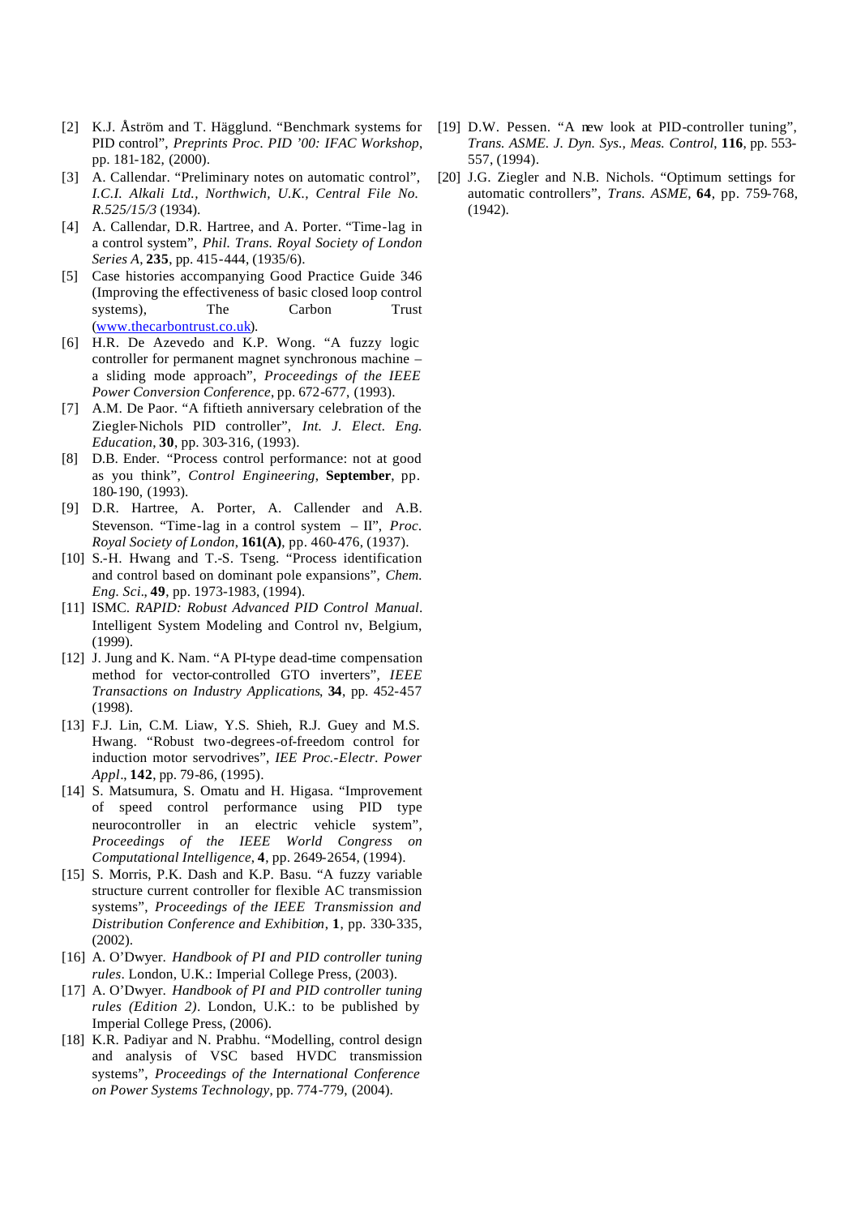[2] K.J. Åström and T. Hägglund. "Benchmark systems for PID control", *Preprints Proc. PID '00: IFAC Workshop*, pp. 181-182, (2000).

[3] A. Callendar. "Preliminary notes on automatic control", *I.C.I. Alkali Ltd., Northwich, U.K., Central File No. R.525/15/3* (1934).

[4] A. Callendar, D.R. Hartree, and A. Porter. "Time-lag in a control system", *Phil. Trans. Royal Society of London Series A*, **235**, pp. 415-444, (1935/6).

[5] Case histories accompanying Good Practice Guide 346 (Improving the effectiveness of basic closed loop control systems), The Carbon Trust (www.thecarbontrust.co.uk).

[6] H.R. De Azevedo and K.P. Wong. "A fuzzy logic controller for permanent magnet synchronous machine – a sliding mode approach", *Proceedings of the IEEE Power Conversion Conference*, pp. 672-677, (1993).

[7] A.M. De Paor. "A fiftieth anniversary celebration of the Ziegler-Nichols PID controller", *Int. J. Elect. Eng. Education*, **30**, pp. 303-316, (1993).

[8] D.B. Ender. "Process control performance: not at good as you think", *Control Engineering*, **September**, pp. 180-190, (1993).

[9] D.R. Hartree, A. Porter, A. Callender and A.B. Stevenson. "Time-lag in a control system – II", *Proc. Royal Society of London*, **161(A)**, pp. 460-476, (1937).

[10] S.-H. Hwang and T.-S. Tseng. "Process identification and control based on dominant pole expansions", *Chem. Eng. Sci*., **49**, pp. 1973-1983, (1994).

[11] ISMC. *RAPID: Robust Advanced PID Control Manual*. Intelligent System Modeling and Control nv, Belgium, (1999).

[12] J. Jung and K. Nam. "A PI-type dead-time compensation method for vector-controlled GTO inverters", *IEEE Transactions on Industry Applications*, **34**, pp. 452-457 (1998).

[13] F.J. Lin, C.M. Liaw, Y.S. Shieh, R.J. Guey and M.S. Hwang. "Robust two-degrees-of-freedom control for induction motor servodrives", *IEE Proc.-Electr. Power Appl*., **142**, pp. 79-86, (1995).

[14] S. Matsumura, S. Omatu and H. Higasa. "Improvement of speed control performance using PID type neurocontroller in an electric vehicle system", *Proceedings of the IEEE World Congress on Computational Intelligence*, **4**, pp. 2649-2654, (1994).

[15] S. Morris, P.K. Dash and K.P. Basu. "A fuzzy variable structure current controller for flexible AC transmission systems", *Proceedings of the IEEE Transmission and Distribution Conference and Exhibition*, **1**, pp. 330-335, (2002).

[16] A. O'Dwyer. *Handbook of PI and PID controller tuning rules*. London, U.K.: Imperial College Press, (2003).

[17] A. O'Dwyer. *Handbook of PI and PID controller tuning rules (Edition 2)*. London, U.K.: to be published by Imperial College Press, (2006).

[18] K.R. Padiyar and N. Prabhu. "Modelling, control design and analysis of VSC based HVDC transmission systems", *Proceedings of the International Conference on Power Systems Technology*, pp. 774-779, (2004).

[19] D.W. Pessen. "A new look at PID-controller tuning", *Trans. ASME. J. Dyn. Sys., Meas. Control*, **116**, pp. 553-557, (1994).

[20] J.G. Ziegler and N.B. Nichols. "Optimum settings for automatic controllers", *Trans. ASME*, **64**, pp. 759-768, (1942).